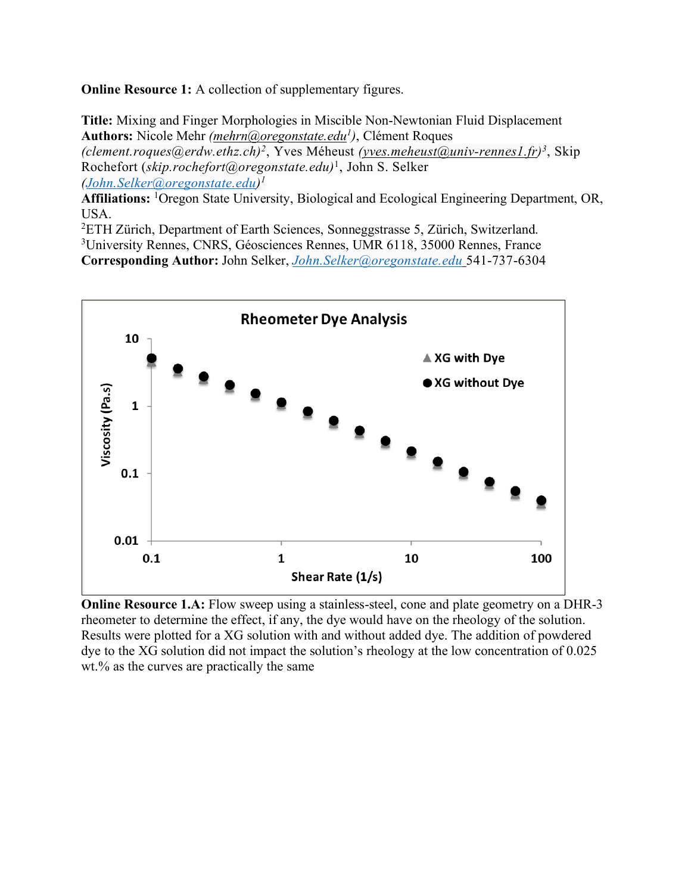**Online Resource 1:** A collection of supplementary figures.

**Title:** Mixing and Finger Morphologies in Miscible Non-Newtonian Fluid Displacement

**Authors:** Nicole Mehr (*mehrn@oregonstate.edu*[1]), Clément Roques (*clement.roques@erdw.ethz.ch*)[2], Yves Méheust (*yves.meheust@univ-rennes1.fr*)[3], Skip Rochefort (*skip.rochefort@oregonstate.edu*)[1], John S. Selker (*John.Selker@oregonstate.edu*)[1]

**Affiliations:** [1]Oregon State University, Biological and Ecological Engineering Department, OR, USA.

[2]ETH Zürich, Department of Earth Sciences, Sonneggstrasse 5, Zürich, Switzerland.

[3]University Rennes, CNRS, Géosciences Rennes, UMR 6118, 35000 Rennes, France

**Corresponding Author:** John Selker, John.Selker@oregonstate.edu 541-737-6304

**Online Resource 1.A:** Flow sweep using a stainless-steel, cone and plate geometry on a DHR-3 rheometer to determine the effect, if any, the dye would have on the rheology of the solution. Results were plotted for a XG solution with and without added dye. The addition of powdered dye to the XG solution did not impact the solution's rheology at the low concentration of 0.025 wt.% as the curves are practically the same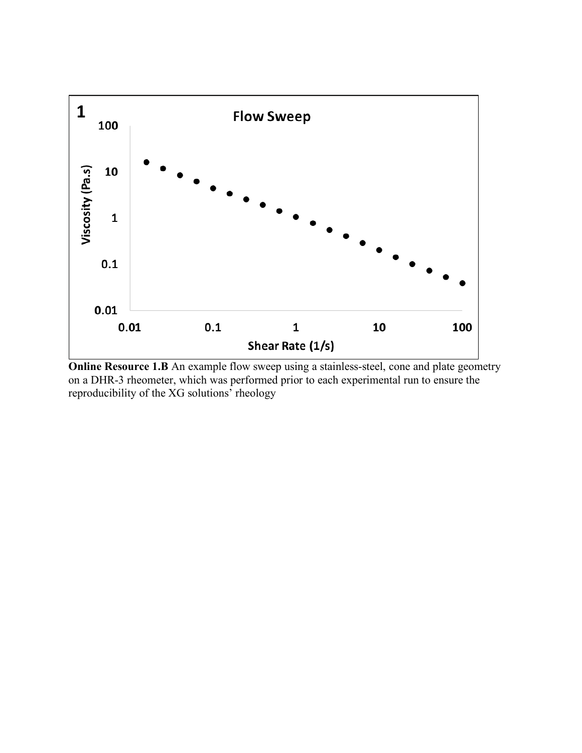**Online Resource 1.B** An example flow sweep using a stainless-steel, cone and plate geometry on a DHR-3 rheometer, which was performed prior to each experimental run to ensure the reproducibility of the XG solutions' rheology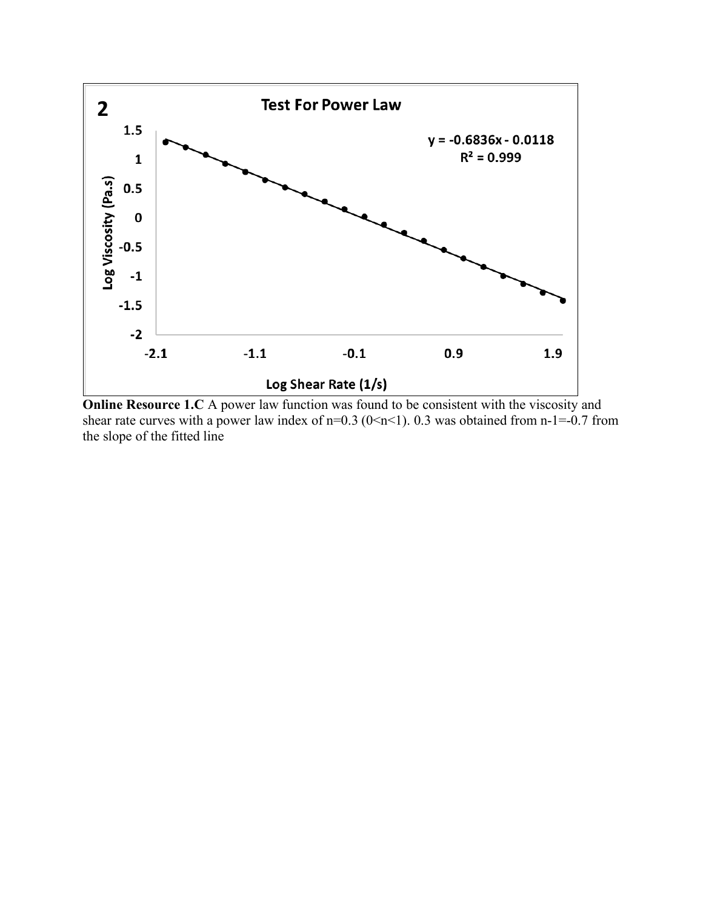**Online Resource 1.C** A power law function was found to be consistent with the viscosity and shear rate curves with a power law index of n=0.3 (0<n<1). 0.3 was obtained from n-1=-0.7 from the slope of the fitted line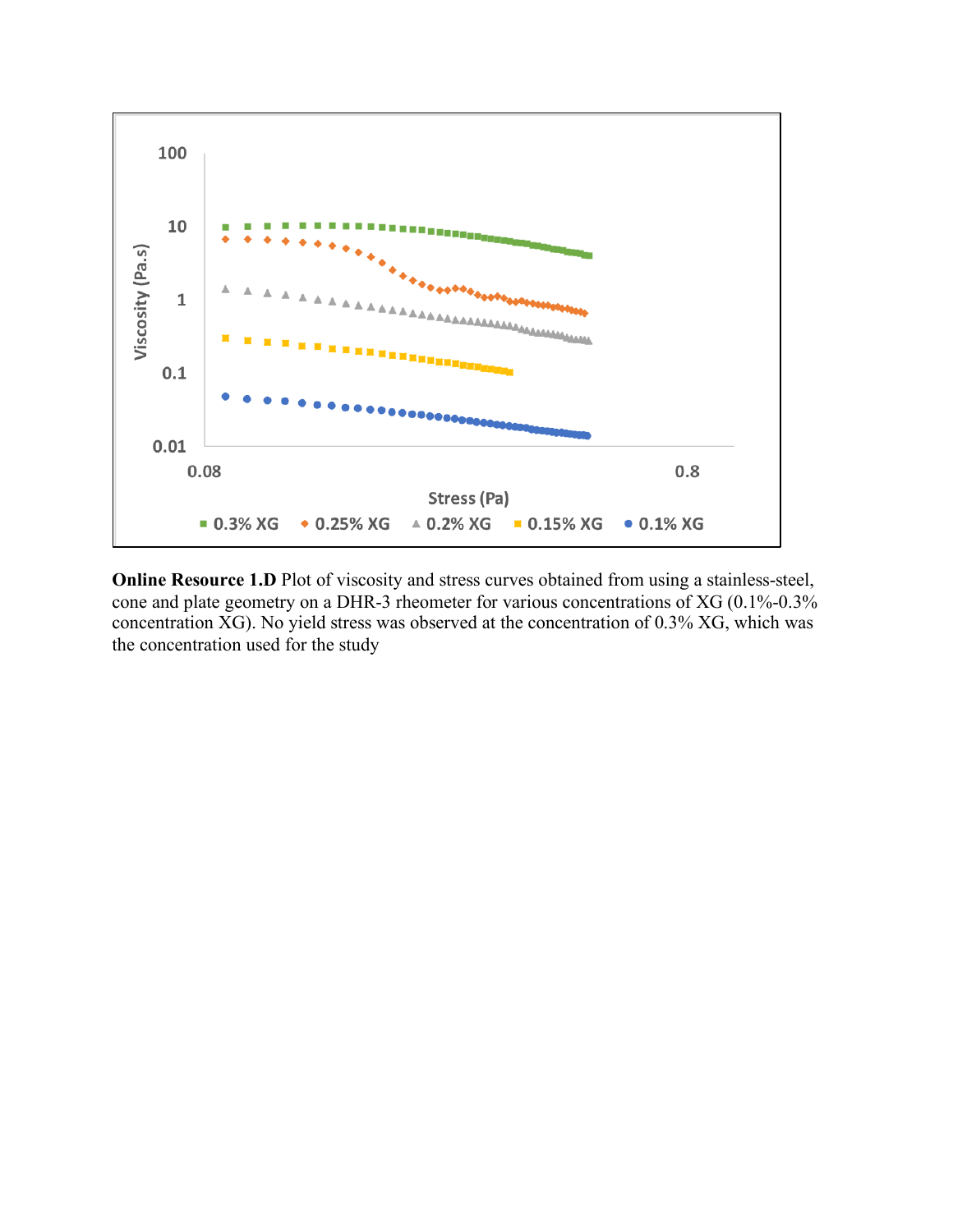**Online Resource 1.D** Plot of viscosity and stress curves obtained from using a stainless-steel, cone and plate geometry on a DHR-3 rheometer for various concentrations of XG (0.1%-0.3% concentration XG). No yield stress was observed at the concentration of 0.3% XG, which was the concentration used for the study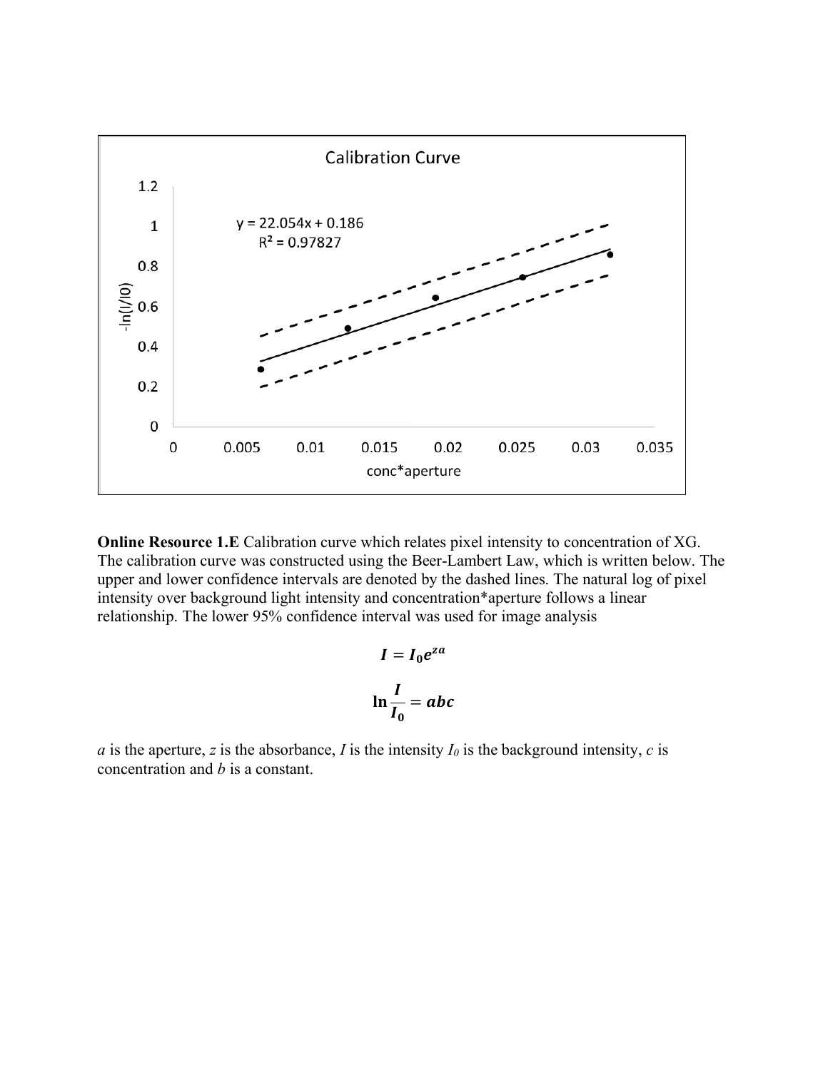**Online Resource 1.E** Calibration curve which relates pixel intensity to concentration of XG. The calibration curve was constructed using the Beer-Lambert Law, which is written below. The upper and lower confidence intervals are denoted by the dashed lines. The natural log of pixel intensity over background light intensity and concentration*aperture follows a linear relationship. The lower 95% confidence interval was used for image analysis

$$I = I_0 e^{za}$$

$$\ln \frac{I}{I_0} = abc$$

*a* is the aperture, *z* is the absorbance, *I* is the intensity $I_0$ is the background intensity, *c* is concentration and *b* is a constant.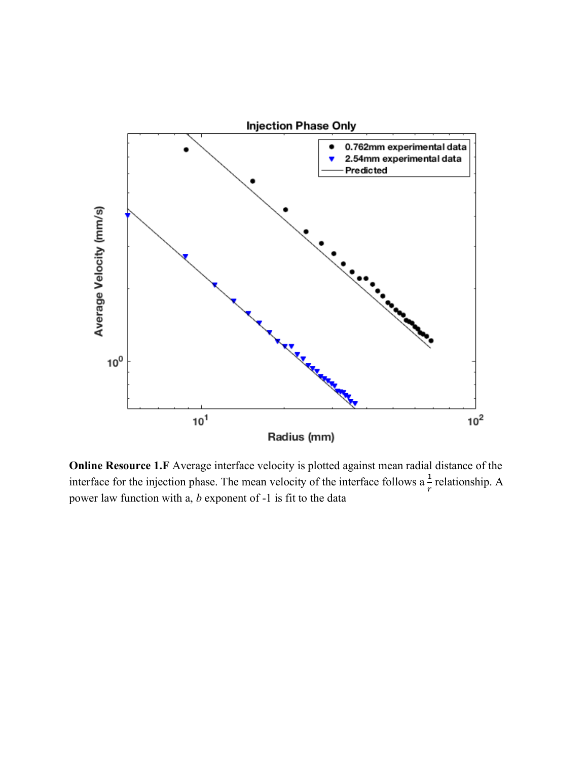**Online Resource 1.F** Average interface velocity is plotted against mean radial distance of the interface for the injection phase. The mean velocity of the interface follows a $\frac{1}{r}$ relationship. A power law function with a, *b* exponent of -1 is fit to the data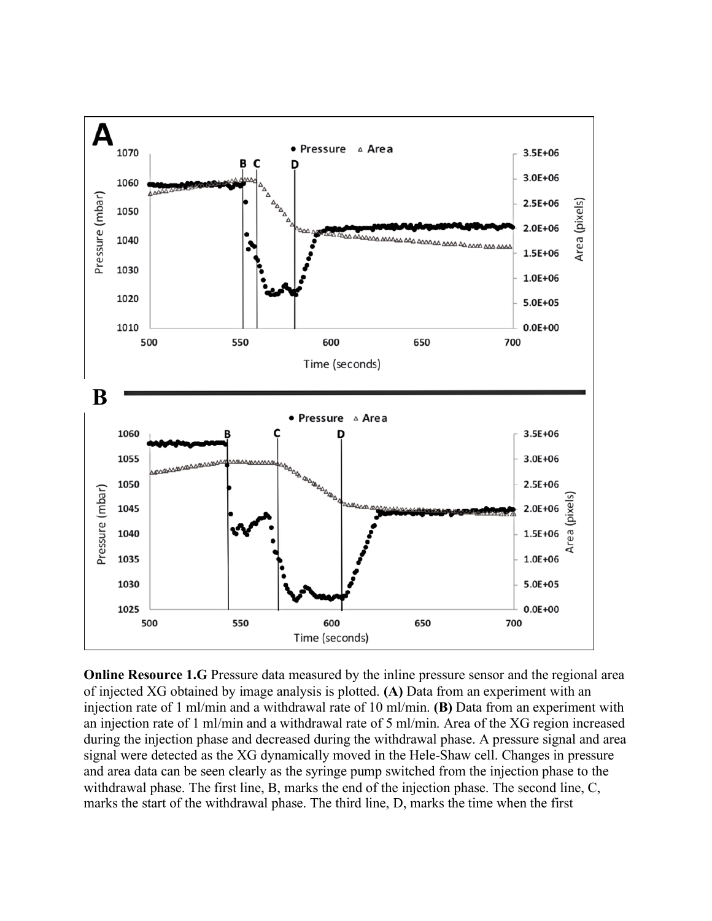**Online Resource 1.G** Pressure data measured by the inline pressure sensor and the regional area of injected XG obtained by image analysis is plotted. **(A)** Data from an experiment with an injection rate of 1 ml/min and a withdrawal rate of 10 ml/min. **(B)** Data from an experiment with an injection rate of 1 ml/min and a withdrawal rate of 5 ml/min. Area of the XG region increased during the injection phase and decreased during the withdrawal phase. A pressure signal and area signal were detected as the XG dynamically moved in the Hele-Shaw cell. Changes in pressure and area data can be seen clearly as the syringe pump switched from the injection phase to the withdrawal phase. The first line, B, marks the end of the injection phase. The second line, C, marks the start of the withdrawal phase. The third line, D, marks the time when the first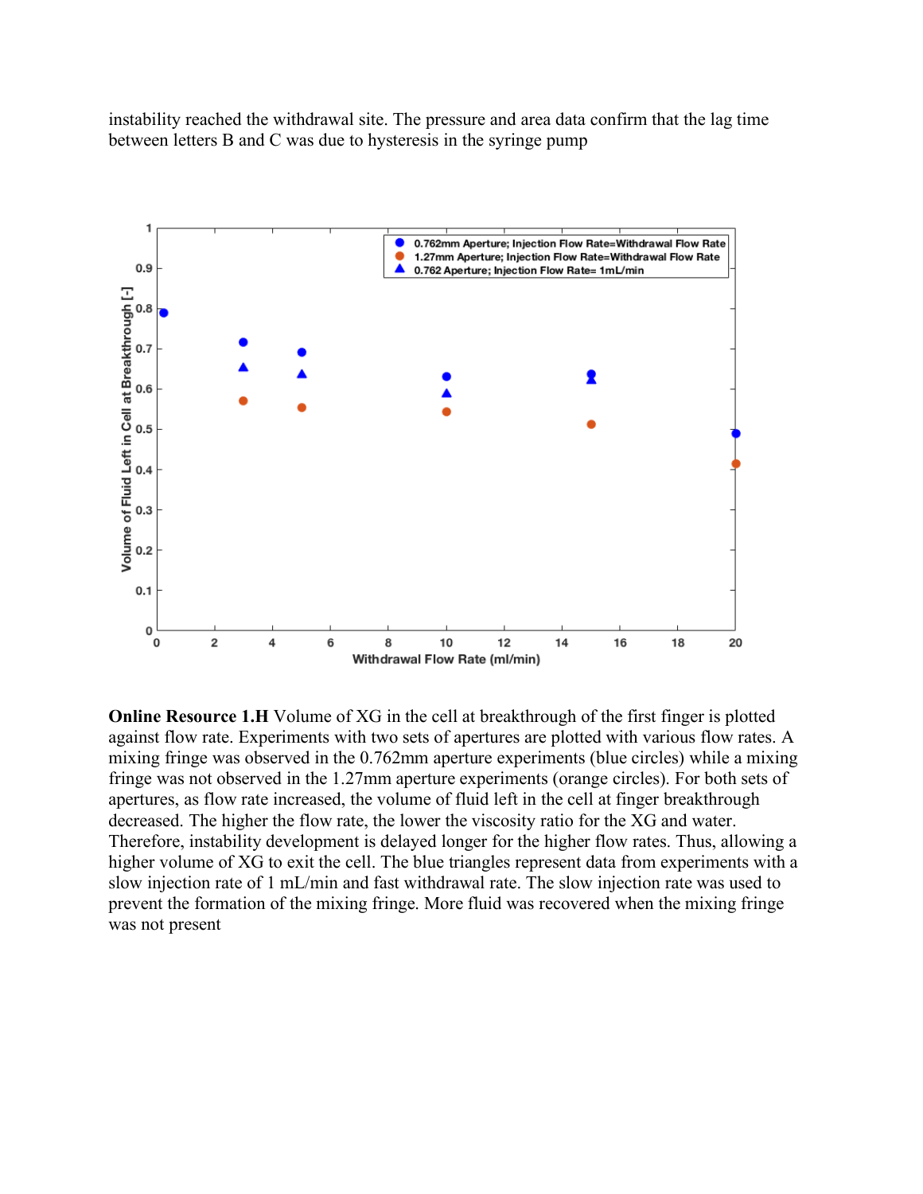instability reached the withdrawal site. The pressure and area data confirm that the lag time between letters B and C was due to hysteresis in the syringe pump

**Online Resource 1.H** Volume of XG in the cell at breakthrough of the first finger is plotted against flow rate. Experiments with two sets of apertures are plotted with various flow rates. A mixing fringe was observed in the 0.762mm aperture experiments (blue circles) while a mixing fringe was not observed in the 1.27mm aperture experiments (orange circles). For both sets of apertures, as flow rate increased, the volume of fluid left in the cell at finger breakthrough decreased. The higher the flow rate, the lower the viscosity ratio for the XG and water. Therefore, instability development is delayed longer for the higher flow rates. Thus, allowing a higher volume of XG to exit the cell. The blue triangles represent data from experiments with a slow injection rate of 1 mL/min and fast withdrawal rate. The slow injection rate was used to prevent the formation of the mixing fringe. More fluid was recovered when the mixing fringe was not present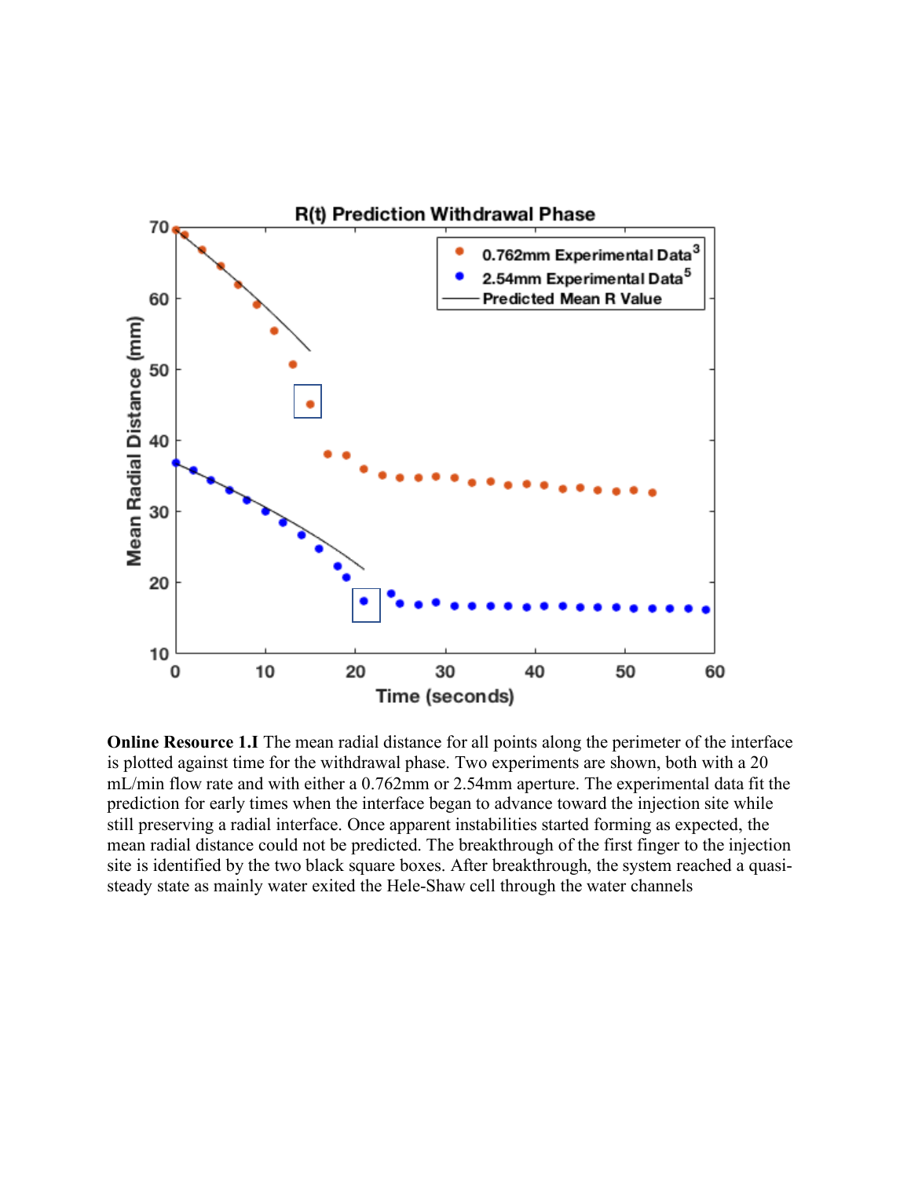R(t) Prediction Withdrawal Phase

Mean Radial Distance (mm)

Time (seconds)

70
60
50
40
30
20
10

0
10
20
30
40
50
60

0.762mm Experimental Data[3]
2.54mm Experimental Data[5]
Predicted Mean R Value

**Online Resource 1.I** The mean radial distance for all points along the perimeter of the interface is plotted against time for the withdrawal phase. Two experiments are shown, both with a 20 mL/min flow rate and with either a 0.762mm or 2.54mm aperture. The experimental data fit the prediction for early times when the interface began to advance toward the injection site while still preserving a radial interface. Once apparent instabilities started forming as expected, the mean radial distance could not be predicted. The breakthrough of the first finger to the injection site is identified by the two black square boxes. After breakthrough, the system reached a quasi-steady state as mainly water exited the Hele-Shaw cell through the water channels